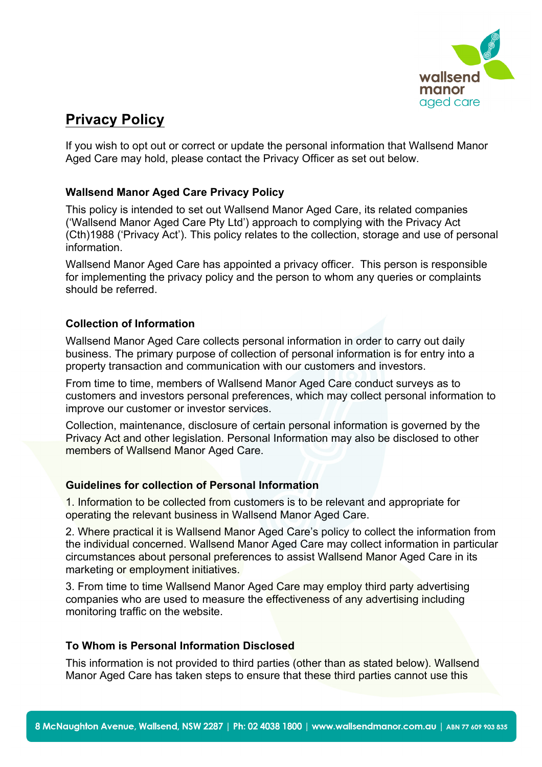# Privacy Policy

If you wish to opt out or correct or update the personal information that Wallsend Manor Aged Care may hold, please contact the Privacy Officer as set out below.

### Wallsend Manor Aged Care Privacy Policy

This policy is intended to set out Wallsend Manor Aged Care, its related companies ('Wallsend Manor Aged Care Pty Ltd') approach to complying with the Privacy Act (Cth)1988 ('Privacy Act'). This policy relates to the collection, storage and use of personal information.

Wallsend Manor Aged Care has appointed a privacy officer. This person is responsible for implementing the privacy policy and the person to whom any queries or complaints should be referred.

### Collection of Information

Wallsend Manor Aged Care collects personal information in order to carry out daily business. The primary purpose of collection of personal information is for entry into a property transaction and communication with our customers and investors.

From time to time, members of Wallsend Manor Aged Care conduct surveys as to customers and investors personal preferences, which may collect personal information to improve our customer or investor services.

Collection, maintenance, disclosure of certain personal information is governed by the Privacy Act and other legislation. Personal Information may also be disclosed to other members of Wallsend Manor Aged Care.

### Guidelines for collection of Personal Information

1. Information to be collected from customers is to be relevant and appropriate for operating the relevant business in Wallsend Manor Aged Care.

2. Where practical it is Wallsend Manor Aged Care's policy to collect the information from the individual concerned. Wallsend Manor Aged Care may collect information in particular circumstances about personal preferences to assist Wallsend Manor Aged Care in its marketing or employment initiatives.

3. From time to time Wallsend Manor Aged Care may employ third party advertising companies who are used to measure the effectiveness of any advertising including monitoring traffic on the website.

### To Whom is Personal Information Disclosed

This information is not provided to third parties (other than as stated below). Wallsend Manor Aged Care has taken steps to ensure that these third parties cannot use this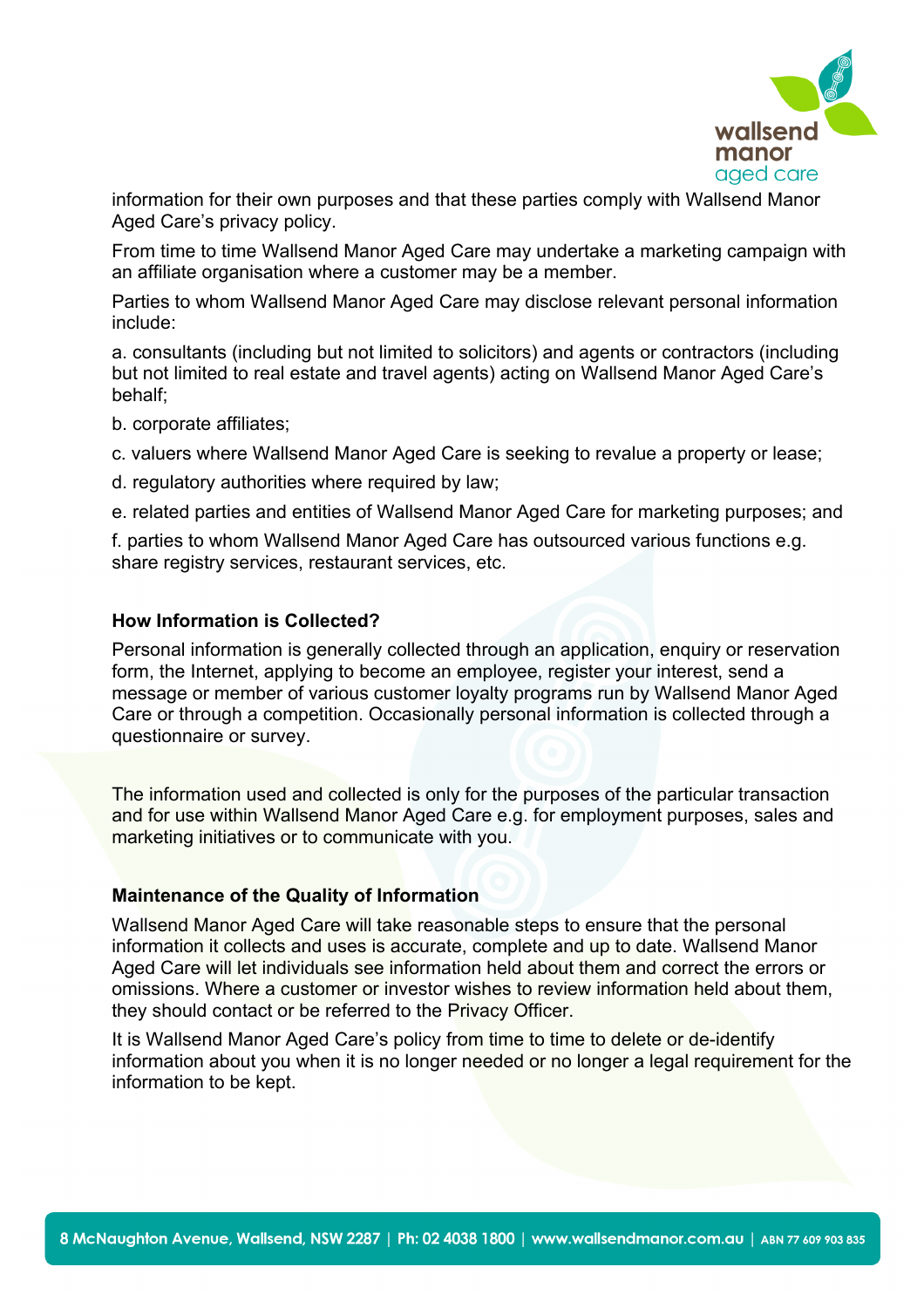information for their own purposes and that these parties comply with Wallsend Manor Aged Care's privacy policy.

From time to time Wallsend Manor Aged Care may undertake a marketing campaign with an affiliate organisation where a customer may be a member.

Parties to whom Wallsend Manor Aged Care may disclose relevant personal information include:

a. consultants (including but not limited to solicitors) and agents or contractors (including but not limited to real estate and travel agents) acting on Wallsend Manor Aged Care's behalf;

b. corporate affiliates;

c. valuers where Wallsend Manor Aged Care is seeking to revalue a property or lease;

d. regulatory authorities where required by law;

e. related parties and entities of Wallsend Manor Aged Care for marketing purposes; and

f. parties to whom Wallsend Manor Aged Care has outsourced various functions e.g. share registry services, restaurant services, etc.

**How Information is Collected?**

Personal information is generally collected through an application, enquiry or reservation form, the Internet, applying to become an employee, register your interest, send a message or member of various customer loyalty programs run by Wallsend Manor Aged Care or through a competition. Occasionally personal information is collected through a questionnaire or survey.

The information used and collected is only for the purposes of the particular transaction and for use within Wallsend Manor Aged Care e.g. for employment purposes, sales and marketing initiatives or to communicate with you.

**Maintenance of the Quality of Information**

Wallsend Manor Aged Care will take reasonable steps to ensure that the personal information it collects and uses is accurate, complete and up to date. Wallsend Manor Aged Care will let individuals see information held about them and correct the errors or omissions. Where a customer or investor wishes to review information held about them, they should contact or be referred to the Privacy Officer.

It is Wallsend Manor Aged Care's policy from time to time to delete or de-identify information about you when it is no longer needed or no longer a legal requirement for the information to be kept.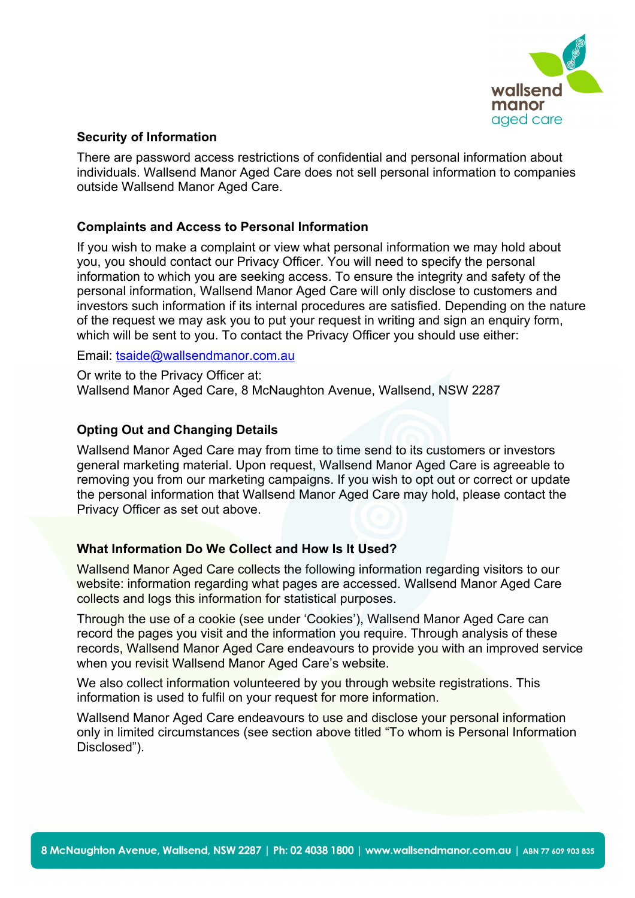### Security of Information

There are password access restrictions of confidential and personal information about individuals. Wallsend Manor Aged Care does not sell personal information to companies outside Wallsend Manor Aged Care.

### Complaints and Access to Personal Information

If you wish to make a complaint or view what personal information we may hold about you, you should contact our Privacy Officer. You will need to specify the personal information to which you are seeking access. To ensure the integrity and safety of the personal information, Wallsend Manor Aged Care will only disclose to customers and investors such information if its internal procedures are satisfied. Depending on the nature of the request we may ask you to put your request in writing and sign an enquiry form, which will be sent to you. To contact the Privacy Officer you should use either:

Email: tsaide@wallsendmanor.com.au

Or write to the Privacy Officer at:
Wallsend Manor Aged Care, 8 McNaughton Avenue, Wallsend, NSW 2287

### Opting Out and Changing Details

Wallsend Manor Aged Care may from time to time send to its customers or investors general marketing material. Upon request, Wallsend Manor Aged Care is agreeable to removing you from our marketing campaigns. If you wish to opt out or correct or update the personal information that Wallsend Manor Aged Care may hold, please contact the Privacy Officer as set out above.

### What Information Do We Collect and How Is It Used?

Wallsend Manor Aged Care collects the following information regarding visitors to our website: information regarding what pages are accessed. Wallsend Manor Aged Care collects and logs this information for statistical purposes.

Through the use of a cookie (see under 'Cookies'), Wallsend Manor Aged Care can record the pages you visit and the information you require. Through analysis of these records, Wallsend Manor Aged Care endeavours to provide you with an improved service when you revisit Wallsend Manor Aged Care's website.

We also collect information volunteered by you through website registrations. This information is used to fulfil on your request for more information.

Wallsend Manor Aged Care endeavours to use and disclose your personal information only in limited circumstances (see section above titled "To whom is Personal Information Disclosed").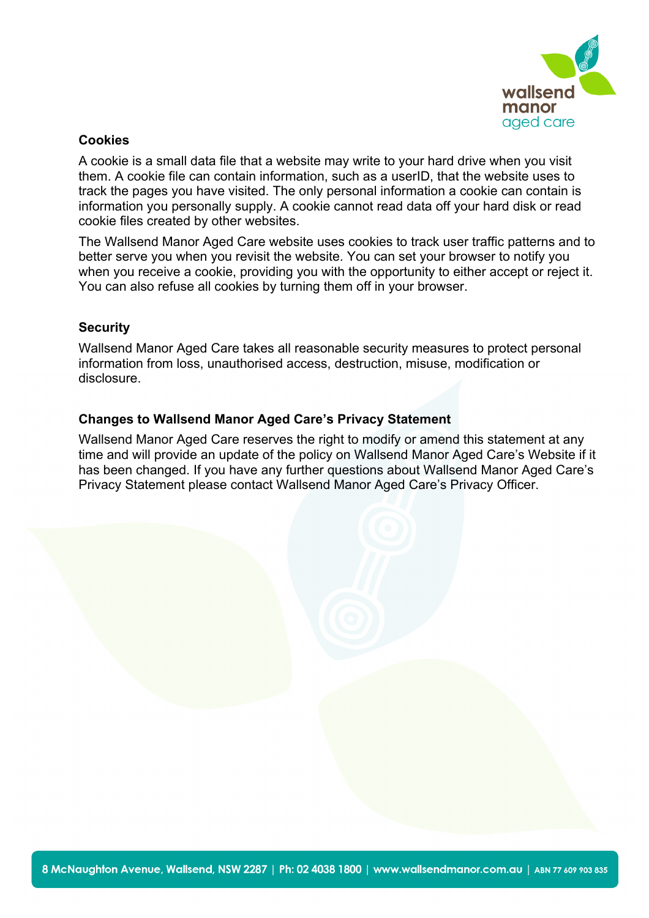## Cookies

A cookie is a small data file that a website may write to your hard drive when you visit them. A cookie file can contain information, such as a userID, that the website uses to track the pages you have visited. The only personal information a cookie can contain is information you personally supply. A cookie cannot read data off your hard disk or read cookie files created by other websites.

The Wallsend Manor Aged Care website uses cookies to track user traffic patterns and to better serve you when you revisit the website. You can set your browser to notify you when you receive a cookie, providing you with the opportunity to either accept or reject it. You can also refuse all cookies by turning them off in your browser.

## Security

Wallsend Manor Aged Care takes all reasonable security measures to protect personal information from loss, unauthorised access, destruction, misuse, modification or disclosure.

## Changes to Wallsend Manor Aged Care's Privacy Statement

Wallsend Manor Aged Care reserves the right to modify or amend this statement at any time and will provide an update of the policy on Wallsend Manor Aged Care's Website if it has been changed. If you have any further questions about Wallsend Manor Aged Care's Privacy Statement please contact Wallsend Manor Aged Care's Privacy Officer.